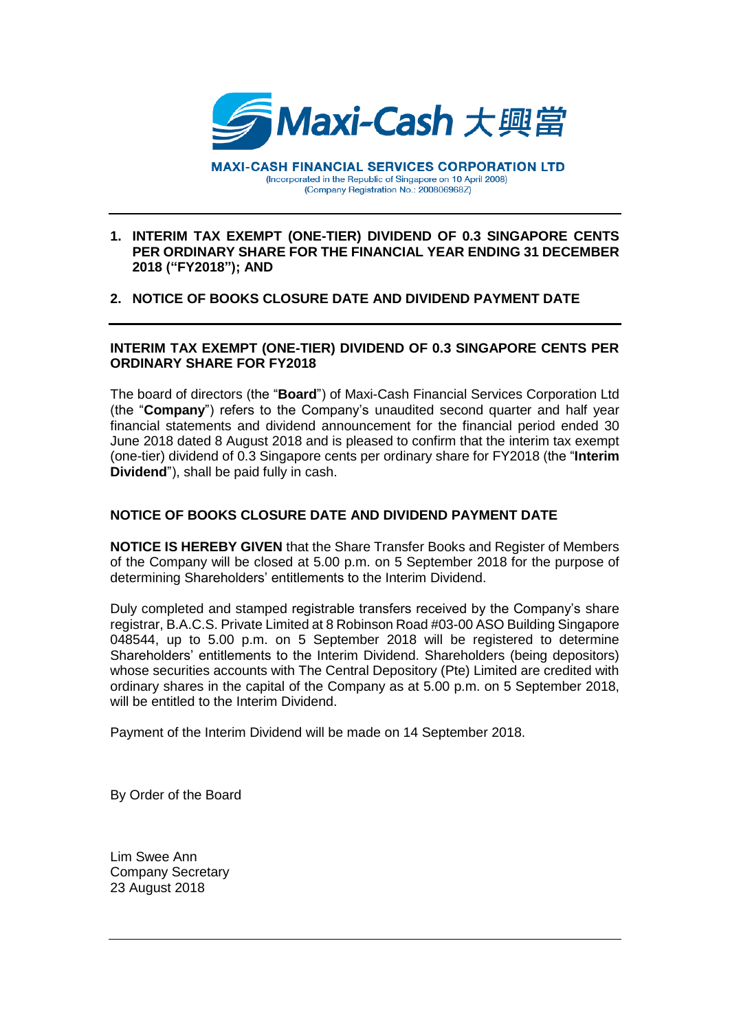**Maxi-Cash 大興當**

**MAXI-CASH FINANCIAL SERVICES CORPORATION LTD**
(Incorporated in the Republic of Singapore on 10 April 2008)
(Company Registration No.: 200806968Z)

---

1. **INTERIM TAX EXEMPT (ONE-TIER) DIVIDEND OF 0.3 SINGAPORE CENTS PER ORDINARY SHARE FOR THE FINANCIAL YEAR ENDING 31 DECEMBER 2018 ("FY2018"); AND**

2. **NOTICE OF BOOKS CLOSURE DATE AND DIVIDEND PAYMENT DATE**

---

## INTERIM TAX EXEMPT (ONE-TIER) DIVIDEND OF 0.3 SINGAPORE CENTS PER ORDINARY SHARE FOR FY2018

The board of directors (the "**Board**") of Maxi-Cash Financial Services Corporation Ltd (the "**Company**") refers to the Company's unaudited second quarter and half year financial statements and dividend announcement for the financial period ended 30 June 2018 dated 8 August 2018 and is pleased to confirm that the interim tax exempt (one-tier) dividend of 0.3 Singapore cents per ordinary share for FY2018 (the "**Interim Dividend**"), shall be paid fully in cash.

## NOTICE OF BOOKS CLOSURE DATE AND DIVIDEND PAYMENT DATE

**NOTICE IS HEREBY GIVEN** that the Share Transfer Books and Register of Members of the Company will be closed at 5.00 p.m. on 5 September 2018 for the purpose of determining Shareholders' entitlements to the Interim Dividend.

Duly completed and stamped registrable transfers received by the Company's share registrar, B.A.C.S. Private Limited at 8 Robinson Road #03-00 ASO Building Singapore 048544, up to 5.00 p.m. on 5 September 2018 will be registered to determine Shareholders' entitlements to the Interim Dividend. Shareholders (being depositors) whose securities accounts with The Central Depository (Pte) Limited are credited with ordinary shares in the capital of the Company as at 5.00 p.m. on 5 September 2018, will be entitled to the Interim Dividend.

Payment of the Interim Dividend will be made on 14 September 2018.

By Order of the Board

Lim Swee Ann
Company Secretary
23 August 2018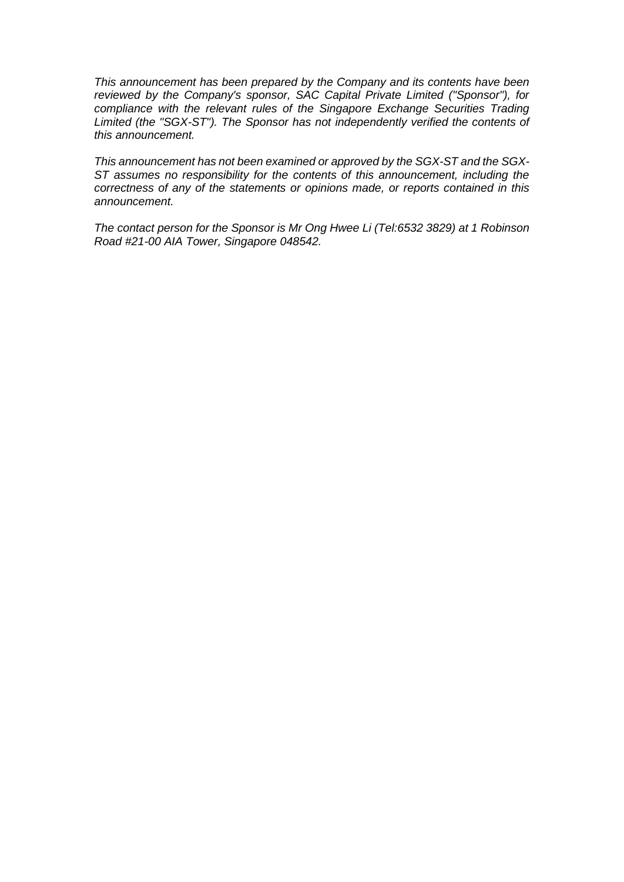*This announcement has been prepared by the Company and its contents have been reviewed by the Company's sponsor, SAC Capital Private Limited ("Sponsor"), for compliance with the relevant rules of the Singapore Exchange Securities Trading Limited (the "SGX-ST"). The Sponsor has not independently verified the contents of this announcement.*

*This announcement has not been examined or approved by the SGX-ST and the SGX-ST assumes no responsibility for the contents of this announcement, including the correctness of any of the statements or opinions made, or reports contained in this announcement.*

*The contact person for the Sponsor is Mr Ong Hwee Li (Tel:6532 3829) at 1 Robinson Road #21-00 AIA Tower, Singapore 048542.*